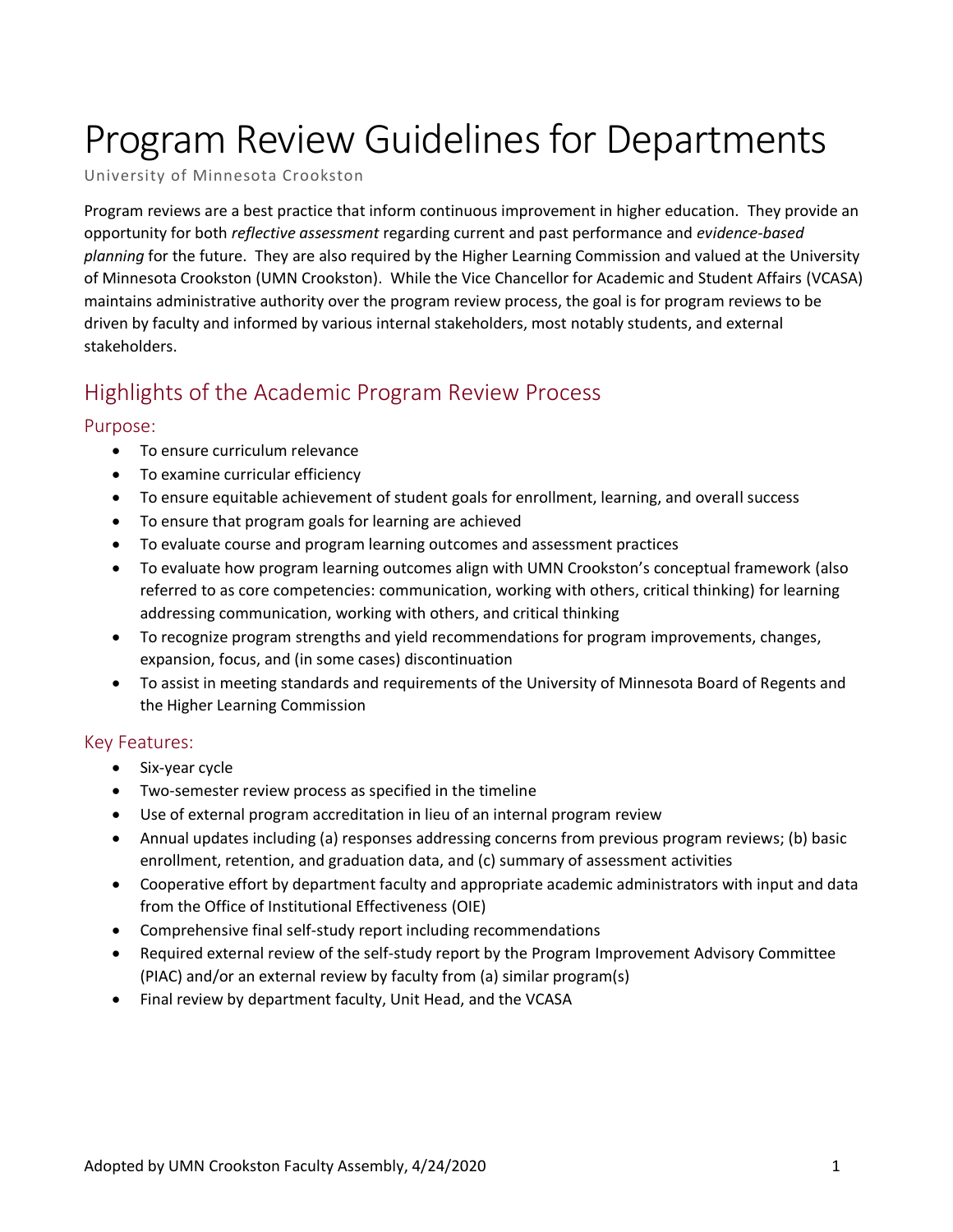# Program Review Guidelines for Departments

University of Minnesota Crookston

Program reviews are a best practice that inform continuous improvement in higher education. They provide an opportunity for both *reflective assessment* regarding current and past performance and *evidence-based planning* for the future. They are also required by the Higher Learning Commission and valued at the University of Minnesota Crookston (UMN Crookston). While the Vice Chancellor for Academic and Student Affairs (VCASA) maintains administrative authority over the program review process, the goal is for program reviews to be driven by faculty and informed by various internal stakeholders, most notably students, and external stakeholders.

## Highlights of the Academic Program Review Process

### Purpose:

- To ensure curriculum relevance
- To examine curricular efficiency
- To ensure equitable achievement of student goals for enrollment, learning, and overall success
- To ensure that program goals for learning are achieved
- To evaluate course and program learning outcomes and assessment practices
- To evaluate how program learning outcomes align with UMN Crookston's conceptual framework (also referred to as core competencies: communication, working with others, critical thinking) for learning addressing communication, working with others, and critical thinking
- To recognize program strengths and yield recommendations for program improvements, changes, expansion, focus, and (in some cases) discontinuation
- To assist in meeting standards and requirements of the University of Minnesota Board of Regents and the Higher Learning Commission

### Key Features:

- Six-year cycle
- Two-semester review process as specified in the timeline
- Use of external program accreditation in lieu of an internal program review
- Annual updates including (a) responses addressing concerns from previous program reviews; (b) basic enrollment, retention, and graduation data, and (c) summary of assessment activities
- Cooperative effort by department faculty and appropriate academic administrators with input and data from the Office of Institutional Effectiveness (OIE)
- Comprehensive final self-study report including recommendations
- Required external review of the self-study report by the Program Improvement Advisory Committee (PIAC) and/or an external review by faculty from (a) similar program(s)
- Final review by department faculty, Unit Head, and the VCASA

Adopted by UMN Crookston Faculty Assembly, 4/24/2020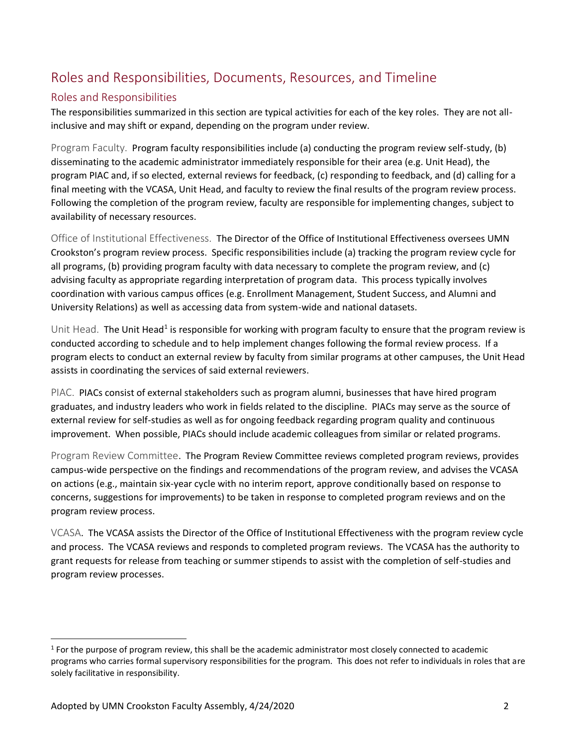# Roles and Responsibilities, Documents, Resources, and Timeline

## Roles and Responsibilities

The responsibilities summarized in this section are typical activities for each of the key roles. They are not all-inclusive and may shift or expand, depending on the program under review.

### Program Faculty.

Program faculty responsibilities include (a) conducting the program review self-study, (b) disseminating to the academic administrator immediately responsible for their area (e.g. Unit Head), the program PIAC and, if so elected, external reviews for feedback, (c) responding to feedback, and (d) calling for a final meeting with the VCASA, Unit Head, and faculty to review the final results of the program review process. Following the completion of the program review, faculty are responsible for implementing changes, subject to availability of necessary resources.

### Office of Institutional Effectiveness.

The Director of the Office of Institutional Effectiveness oversees UMN Crookston's program review process. Specific responsibilities include (a) tracking the program review cycle for all programs, (b) providing program faculty with data necessary to complete the program review, and (c) advising faculty as appropriate regarding interpretation of program data. This process typically involves coordination with various campus offices (e.g. Enrollment Management, Student Success, and Alumni and University Relations) as well as accessing data from system-wide and national datasets.

### Unit Head.

The Unit Head[1] is responsible for working with program faculty to ensure that the program review is conducted according to schedule and to help implement changes following the formal review process. If a program elects to conduct an external review by faculty from similar programs at other campuses, the Unit Head assists in coordinating the services of said external reviewers.

### PIAC.

PIACs consist of external stakeholders such as program alumni, businesses that have hired program graduates, and industry leaders who work in fields related to the discipline. PIACs may serve as the source of external review for self-studies as well as for ongoing feedback regarding program quality and continuous improvement. When possible, PIACs should include academic colleagues from similar or related programs.

### Program Review Committee.

The Program Review Committee reviews completed program reviews, provides campus-wide perspective on the findings and recommendations of the program review, and advises the VCASA on actions (e.g., maintain six-year cycle with no interim report, approve conditionally based on response to concerns, suggestions for improvements) to be taken in response to completed program reviews and on the program review process.

### VCASA.

The VCASA assists the Director of the Office of Institutional Effectiveness with the program review cycle and process. The VCASA reviews and responds to completed program reviews. The VCASA has the authority to grant requests for release from teaching or summer stipends to assist with the completion of self-studies and program review processes.

---

[1] For the purpose of program review, this shall be the academic administrator most closely connected to academic programs who carries formal supervisory responsibilities for the program. This does not refer to individuals in roles that are solely facilitative in responsibility.

Adopted by UMN Crookston Faculty Assembly, 4/24/2020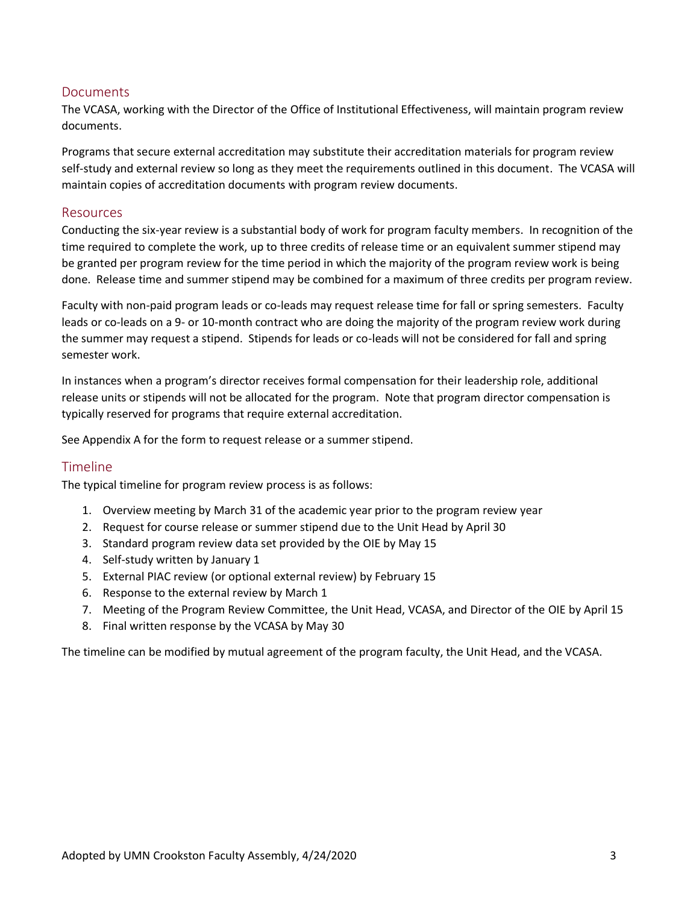## Documents

The VCASA, working with the Director of the Office of Institutional Effectiveness, will maintain program review documents.

Programs that secure external accreditation may substitute their accreditation materials for program review self-study and external review so long as they meet the requirements outlined in this document. The VCASA will maintain copies of accreditation documents with program review documents.

## Resources

Conducting the six-year review is a substantial body of work for program faculty members. In recognition of the time required to complete the work, up to three credits of release time or an equivalent summer stipend may be granted per program review for the time period in which the majority of the program review work is being done. Release time and summer stipend may be combined for a maximum of three credits per program review.

Faculty with non-paid program leads or co-leads may request release time for fall or spring semesters. Faculty leads or co-leads on a 9- or 10-month contract who are doing the majority of the program review work during the summer may request a stipend. Stipends for leads or co-leads will not be considered for fall and spring semester work.

In instances when a program's director receives formal compensation for their leadership role, additional release units or stipends will not be allocated for the program. Note that program director compensation is typically reserved for programs that require external accreditation.

See Appendix A for the form to request release or a summer stipend.

## Timeline

The typical timeline for program review process is as follows:

1. Overview meeting by March 31 of the academic year prior to the program review year
2. Request for course release or summer stipend due to the Unit Head by April 30
3. Standard program review data set provided by the OIE by May 15
4. Self-study written by January 1
5. External PIAC review (or optional external review) by February 15
6. Response to the external review by March 1
7. Meeting of the Program Review Committee, the Unit Head, VCASA, and Director of the OIE by April 15
8. Final written response by the VCASA by May 30

The timeline can be modified by mutual agreement of the program faculty, the Unit Head, and the VCASA.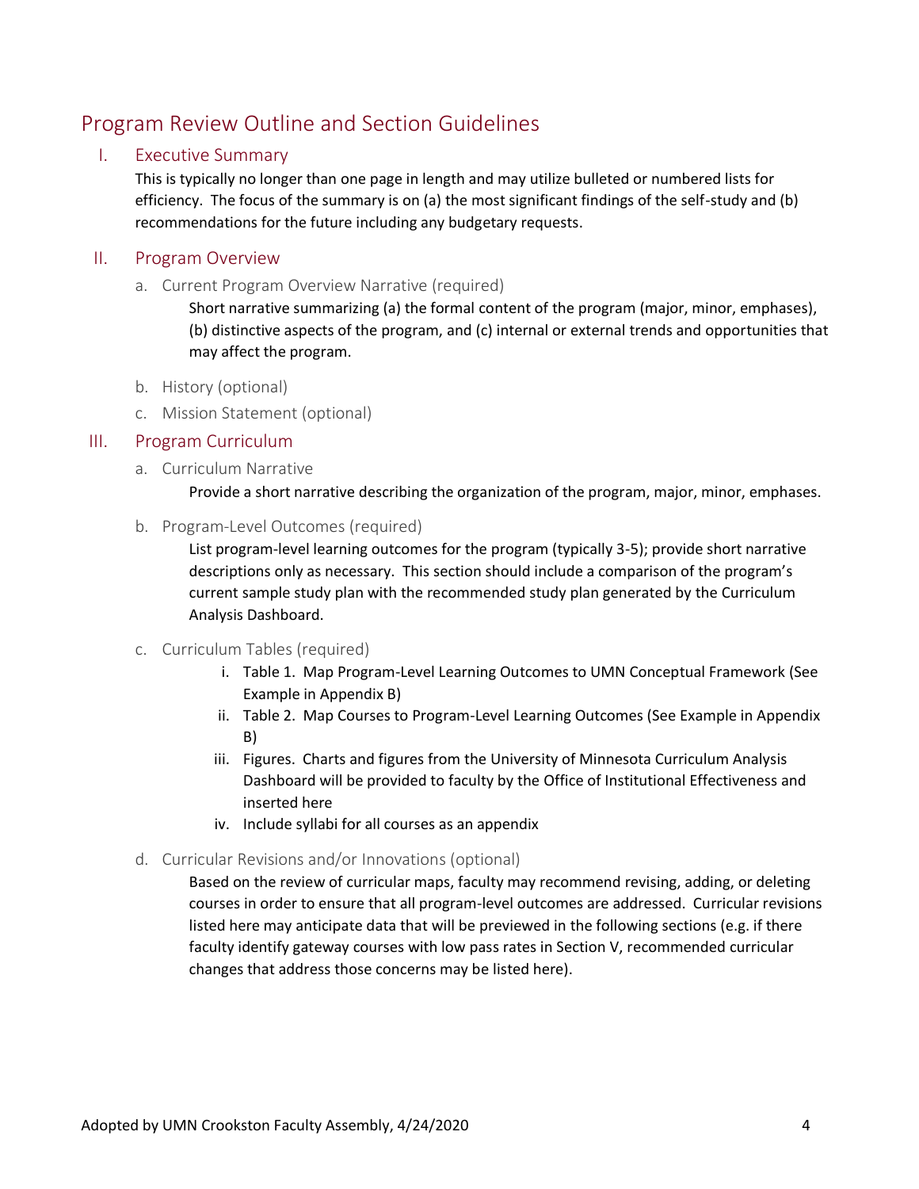## Program Review Outline and Section Guidelines

### I. Executive Summary

This is typically no longer than one page in length and may utilize bulleted or numbered lists for efficiency. The focus of the summary is on (a) the most significant findings of the self-study and (b) recommendations for the future including any budgetary requests.

### II. Program Overview

a. Current Program Overview Narrative (required)

Short narrative summarizing (a) the formal content of the program (major, minor, emphases), (b) distinctive aspects of the program, and (c) internal or external trends and opportunities that may affect the program.

b. History (optional)

c. Mission Statement (optional)

### III. Program Curriculum

a. Curriculum Narrative

Provide a short narrative describing the organization of the program, major, minor, emphases.

b. Program-Level Outcomes (required)

List program-level learning outcomes for the program (typically 3-5); provide short narrative descriptions only as necessary. This section should include a comparison of the program's current sample study plan with the recommended study plan generated by the Curriculum Analysis Dashboard.

c. Curriculum Tables (required)

i. Table 1. Map Program-Level Learning Outcomes to UMN Conceptual Framework (See Example in Appendix B)

ii. Table 2. Map Courses to Program-Level Learning Outcomes (See Example in Appendix B)

iii. Figures. Charts and figures from the University of Minnesota Curriculum Analysis Dashboard will be provided to faculty by the Office of Institutional Effectiveness and inserted here

iv. Include syllabi for all courses as an appendix

d. Curricular Revisions and/or Innovations (optional)

Based on the review of curricular maps, faculty may recommend revising, adding, or deleting courses in order to ensure that all program-level outcomes are addressed. Curricular revisions listed here may anticipate data that will be previewed in the following sections (e.g. if there faculty identify gateway courses with low pass rates in Section V, recommended curricular changes that address those concerns may be listed here).

Adopted by UMN Crookston Faculty Assembly, 4/24/2020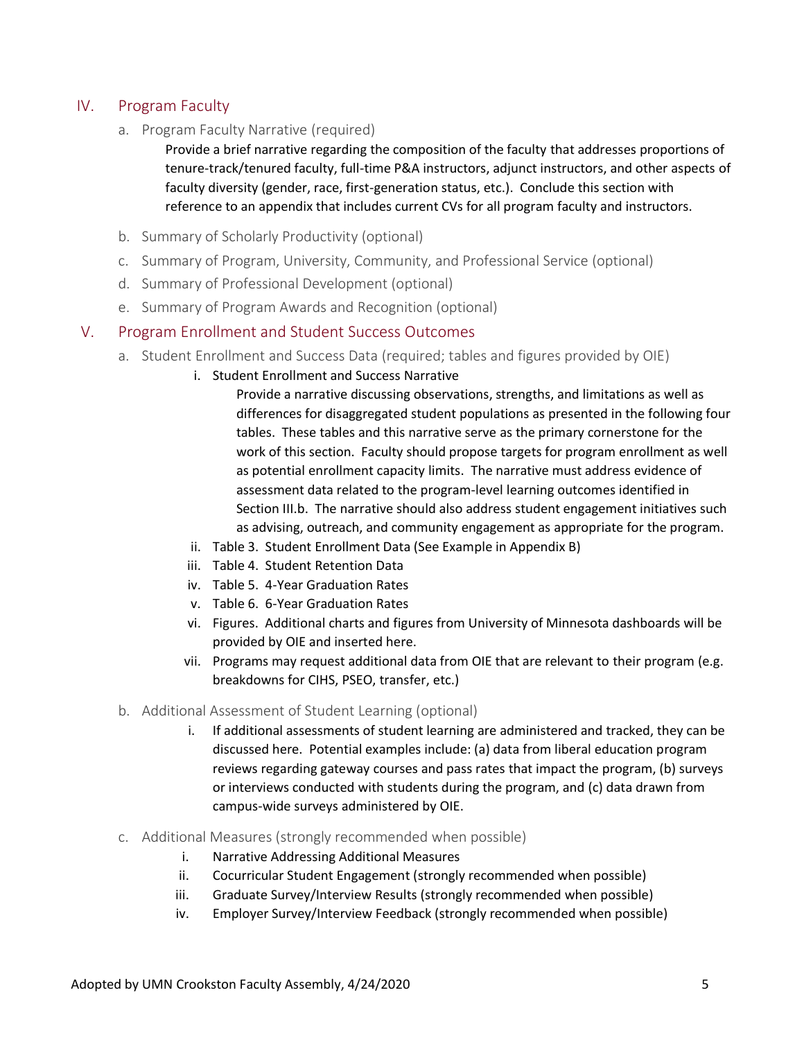## IV. Program Faculty

### a. Program Faculty Narrative (required)

Provide a brief narrative regarding the composition of the faculty that addresses proportions of tenure-track/tenured faculty, full-time P&A instructors, adjunct instructors, and other aspects of faculty diversity (gender, race, first-generation status, etc.). Conclude this section with reference to an appendix that includes current CVs for all program faculty and instructors.

### b. Summary of Scholarly Productivity (optional)

### c. Summary of Program, University, Community, and Professional Service (optional)

### d. Summary of Professional Development (optional)

### e. Summary of Program Awards and Recognition (optional)

## V. Program Enrollment and Student Success Outcomes

### a. Student Enrollment and Success Data (required; tables and figures provided by OIE)

i. Student Enrollment and Success Narrative

Provide a narrative discussing observations, strengths, and limitations as well as differences for disaggregated student populations as presented in the following four tables. These tables and this narrative serve as the primary cornerstone for the work of this section. Faculty should propose targets for program enrollment as well as potential enrollment capacity limits. The narrative must address evidence of assessment data related to the program-level learning outcomes identified in Section III.b. The narrative should also address student engagement initiatives such as advising, outreach, and community engagement as appropriate for the program.

ii. Table 3. Student Enrollment Data (See Example in Appendix B)

iii. Table 4. Student Retention Data

iv. Table 5. 4-Year Graduation Rates

v. Table 6. 6-Year Graduation Rates

vi. Figures. Additional charts and figures from University of Minnesota dashboards will be provided by OIE and inserted here.

vii. Programs may request additional data from OIE that are relevant to their program (e.g. breakdowns for CIHS, PSEO, transfer, etc.)

### b. Additional Assessment of Student Learning (optional)

i. If additional assessments of student learning are administered and tracked, they can be discussed here. Potential examples include: (a) data from liberal education program reviews regarding gateway courses and pass rates that impact the program, (b) surveys or interviews conducted with students during the program, and (c) data drawn from campus-wide surveys administered by OIE.

### c. Additional Measures (strongly recommended when possible)

i. Narrative Addressing Additional Measures

ii. Cocurricular Student Engagement (strongly recommended when possible)

iii. Graduate Survey/Interview Results (strongly recommended when possible)

iv. Employer Survey/Interview Feedback (strongly recommended when possible)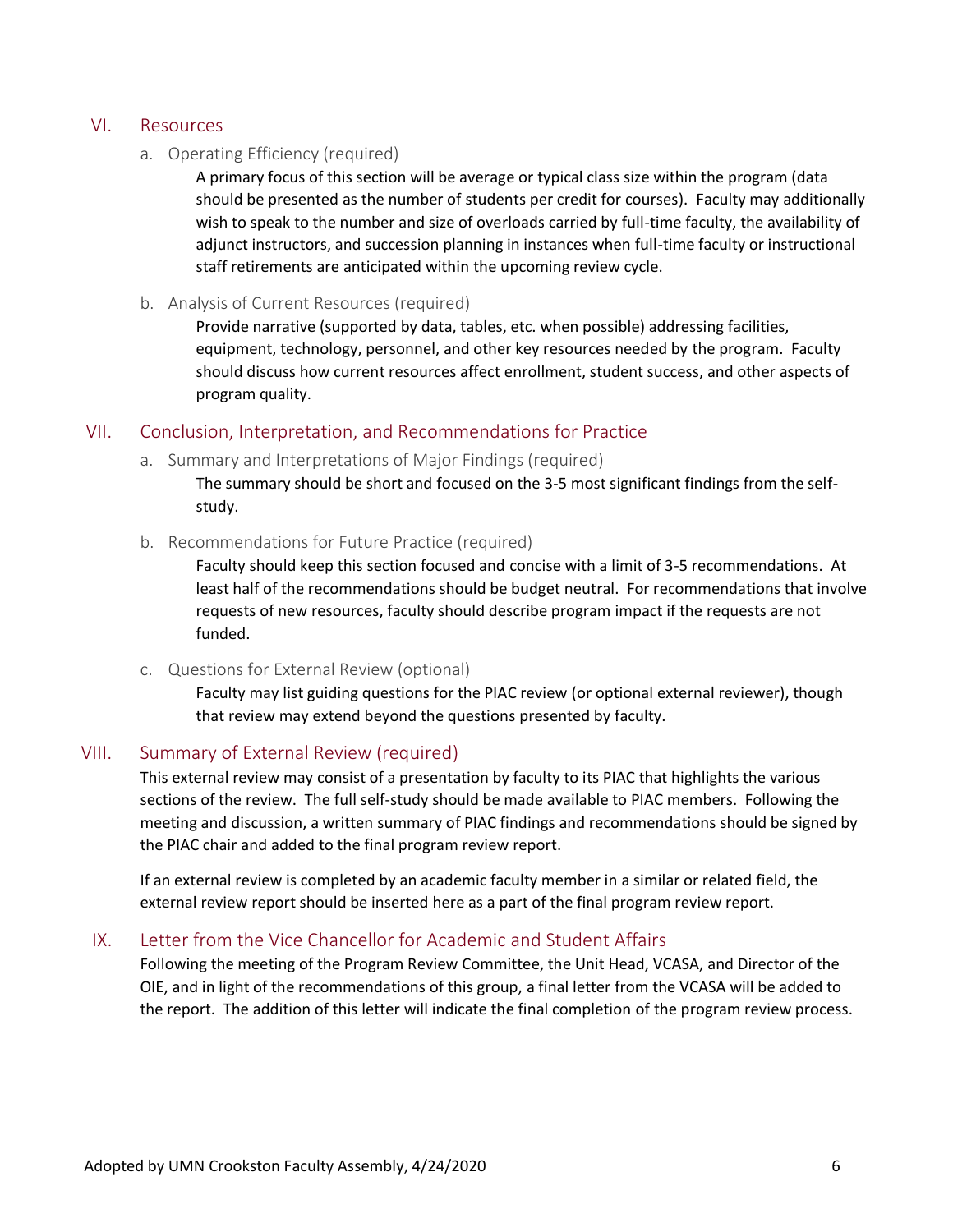## VI. Resources

### a. Operating Efficiency (required)

A primary focus of this section will be average or typical class size within the program (data should be presented as the number of students per credit for courses). Faculty may additionally wish to speak to the number and size of overloads carried by full-time faculty, the availability of adjunct instructors, and succession planning in instances when full-time faculty or instructional staff retirements are anticipated within the upcoming review cycle.

### b. Analysis of Current Resources (required)

Provide narrative (supported by data, tables, etc. when possible) addressing facilities, equipment, technology, personnel, and other key resources needed by the program. Faculty should discuss how current resources affect enrollment, student success, and other aspects of program quality.

## VII. Conclusion, Interpretation, and Recommendations for Practice

### a. Summary and Interpretations of Major Findings (required)

The summary should be short and focused on the 3-5 most significant findings from the self-study.

### b. Recommendations for Future Practice (required)

Faculty should keep this section focused and concise with a limit of 3-5 recommendations. At least half of the recommendations should be budget neutral. For recommendations that involve requests of new resources, faculty should describe program impact if the requests are not funded.

### c. Questions for External Review (optional)

Faculty may list guiding questions for the PIAC review (or optional external reviewer), though that review may extend beyond the questions presented by faculty.

## VIII. Summary of External Review (required)

This external review may consist of a presentation by faculty to its PIAC that highlights the various sections of the review. The full self-study should be made available to PIAC members. Following the meeting and discussion, a written summary of PIAC findings and recommendations should be signed by the PIAC chair and added to the final program review report.

If an external review is completed by an academic faculty member in a similar or related field, the external review report should be inserted here as a part of the final program review report.

## IX. Letter from the Vice Chancellor for Academic and Student Affairs

Following the meeting of the Program Review Committee, the Unit Head, VCASA, and Director of the OIE, and in light of the recommendations of this group, a final letter from the VCASA will be added to the report. The addition of this letter will indicate the final completion of the program review process.

Adopted by UMN Crookston Faculty Assembly, 4/24/2020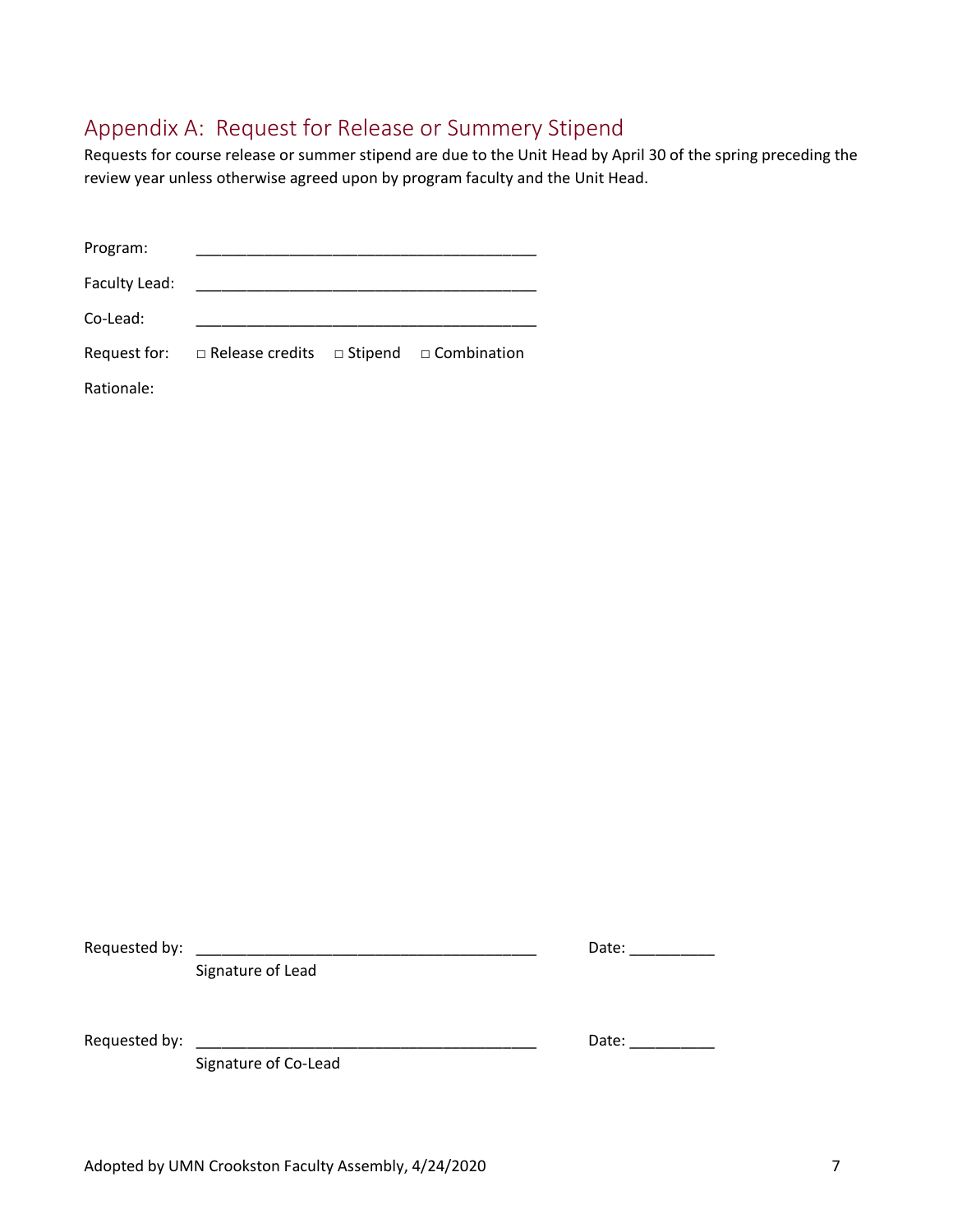## Appendix A: Request for Release or Summery Stipend

Requests for course release or summer stipend are due to the Unit Head by April 30 of the spring preceding the review year unless otherwise agreed upon by program faculty and the Unit Head.

Program: ________________________________________

Faculty Lead: ________________________________________

Co-Lead: ________________________________________

Request for: □ Release credits □ Stipend □ Combination

Rationale:

Requested by: ________________________________________ Date: __________
Signature of Lead

Requested by: ________________________________________ Date: __________
Signature of Co-Lead

Adopted by UMN Crookston Faculty Assembly, 4/24/2020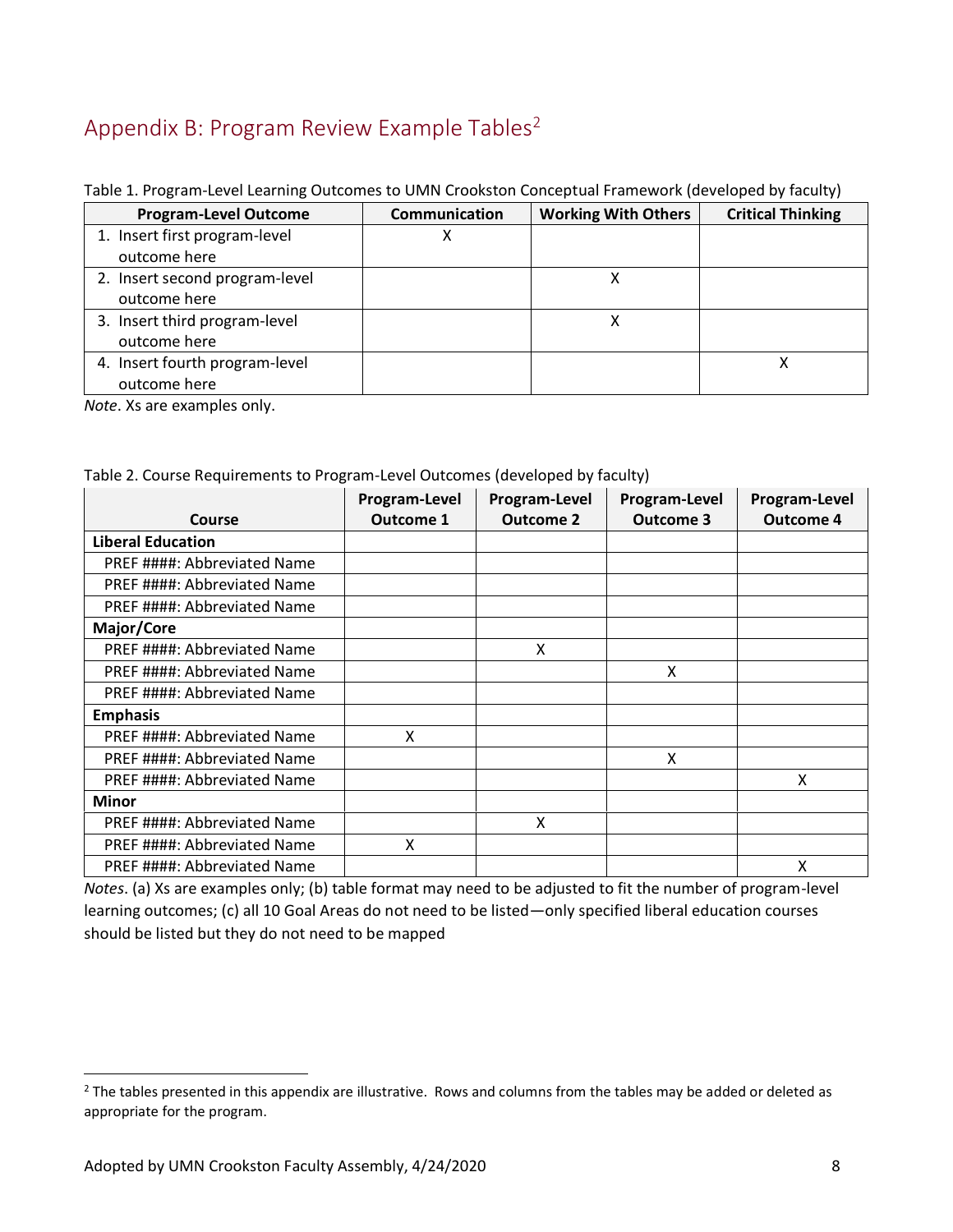## Appendix B: Program Review Example Tables[2]

Table 1. Program-Level Learning Outcomes to UMN Crookston Conceptual Framework (developed by faculty)

| Program-Level Outcome | Communication | Working With Others | Critical Thinking |
|---|---|---|---|
| 1. Insert first program-level outcome here | X | | |
| 2. Insert second program-level outcome here | | X | |
| 3. Insert third program-level outcome here | | X | |
| 4. Insert fourth program-level outcome here | | | X |

*Note*. Xs are examples only.

Table 2. Course Requirements to Program-Level Outcomes (developed by faculty)

| Course | Program-Level Outcome 1 | Program-Level Outcome 2 | Program-Level Outcome 3 | Program-Level Outcome 4 |
|---|---|---|---|---|
| **Liberal Education** | | | | |
| PREF ####: Abbreviated Name | | | | |
| PREF ####: Abbreviated Name | | | | |
| PREF ####: Abbreviated Name | | | | |
| **Major/Core** | | | | |
| PREF ####: Abbreviated Name | | X | | |
| PREF ####: Abbreviated Name | | | X | |
| PREF ####: Abbreviated Name | | | | |
| **Emphasis** | | | | |
| PREF ####: Abbreviated Name | X | | | |
| PREF ####: Abbreviated Name | | | X | |
| PREF ####: Abbreviated Name | | | | X |
| **Minor** | | | | |
| PREF ####: Abbreviated Name | | X | | |
| PREF ####: Abbreviated Name | X | | | |
| PREF ####: Abbreviated Name | | | | X |

*Notes*. (a) Xs are examples only; (b) table format may need to be adjusted to fit the number of program-level learning outcomes; (c) all 10 Goal Areas do not need to be listed—only specified liberal education courses should be listed but they do not need to be mapped

[2] The tables presented in this appendix are illustrative. Rows and columns from the tables may be added or deleted as appropriate for the program.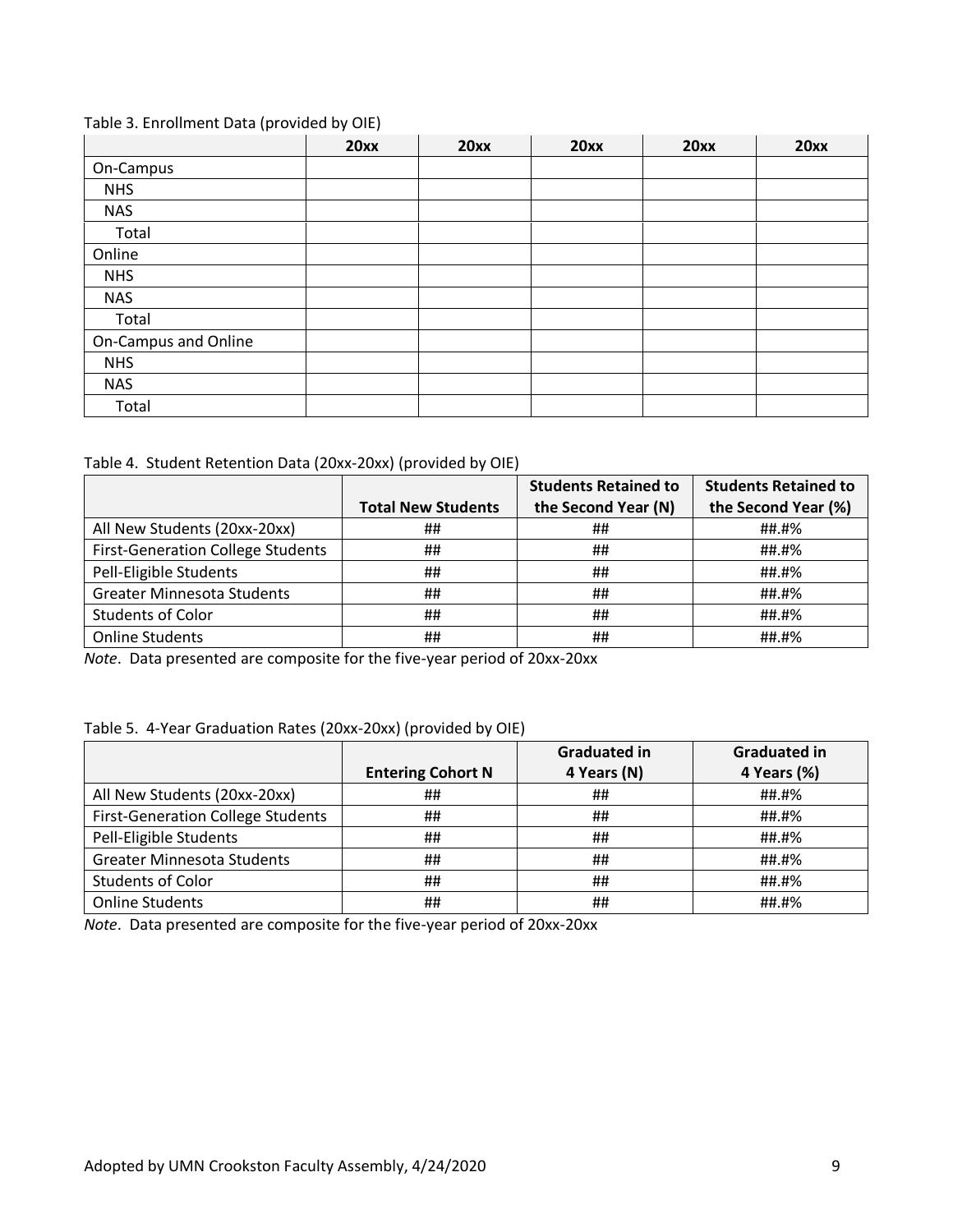Table 3. Enrollment Data (provided by OIE)

| | 20xx | 20xx | 20xx | 20xx | 20xx |
|---|---|---|---|---|---|
| On-Campus | | | | | |
| NHS | | | | | |
| NAS | | | | | |
| Total | | | | | |
| Online | | | | | |
| NHS | | | | | |
| NAS | | | | | |
| Total | | | | | |
| On-Campus and Online | | | | | |
| NHS | | | | | |
| NAS | | | | | |
| Total | | | | | |

Table 4. Student Retention Data (20xx-20xx) (provided by OIE)

| | Total New Students | Students Retained to the Second Year (N) | Students Retained to the Second Year (%) |
|---|---|---|---|
| All New Students (20xx-20xx) | ## | ## | ##.#% |
| First-Generation College Students | ## | ## | ##.#% |
| Pell-Eligible Students | ## | ## | ##.#% |
| Greater Minnesota Students | ## | ## | ##.#% |
| Students of Color | ## | ## | ##.#% |
| Online Students | ## | ## | ##.#% |

*Note*. Data presented are composite for the five-year period of 20xx-20xx

Table 5. 4-Year Graduation Rates (20xx-20xx) (provided by OIE)

| | Entering Cohort N | Graduated in 4 Years (N) | Graduated in 4 Years (%) |
|---|---|---|---|
| All New Students (20xx-20xx) | ## | ## | ##.#% |
| First-Generation College Students | ## | ## | ##.#% |
| Pell-Eligible Students | ## | ## | ##.#% |
| Greater Minnesota Students | ## | ## | ##.#% |
| Students of Color | ## | ## | ##.#% |
| Online Students | ## | ## | ##.#% |

*Note*. Data presented are composite for the five-year period of 20xx-20xx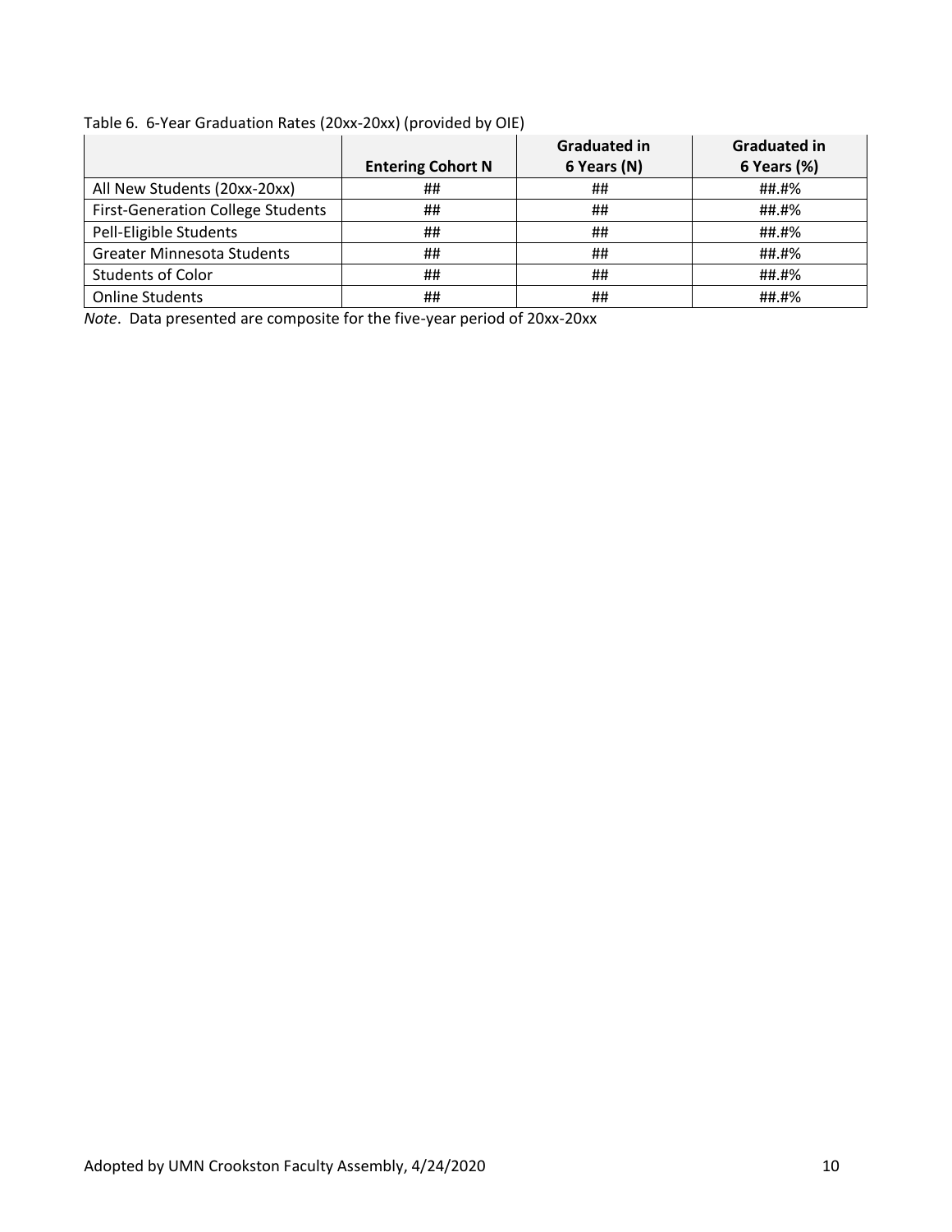Table 6. 6-Year Graduation Rates (20xx-20xx) (provided by OIE)

| | Entering Cohort N | Graduated in 6 Years (N) | Graduated in 6 Years (%) |
|---|---|---|---|
| All New Students (20xx-20xx) | ## | ## | ##.#% |
| First-Generation College Students | ## | ## | ##.#% |
| Pell-Eligible Students | ## | ## | ##.#% |
| Greater Minnesota Students | ## | ## | ##.#% |
| Students of Color | ## | ## | ##.#% |
| Online Students | ## | ## | ##.#% |

*Note*. Data presented are composite for the five-year period of 20xx-20xx